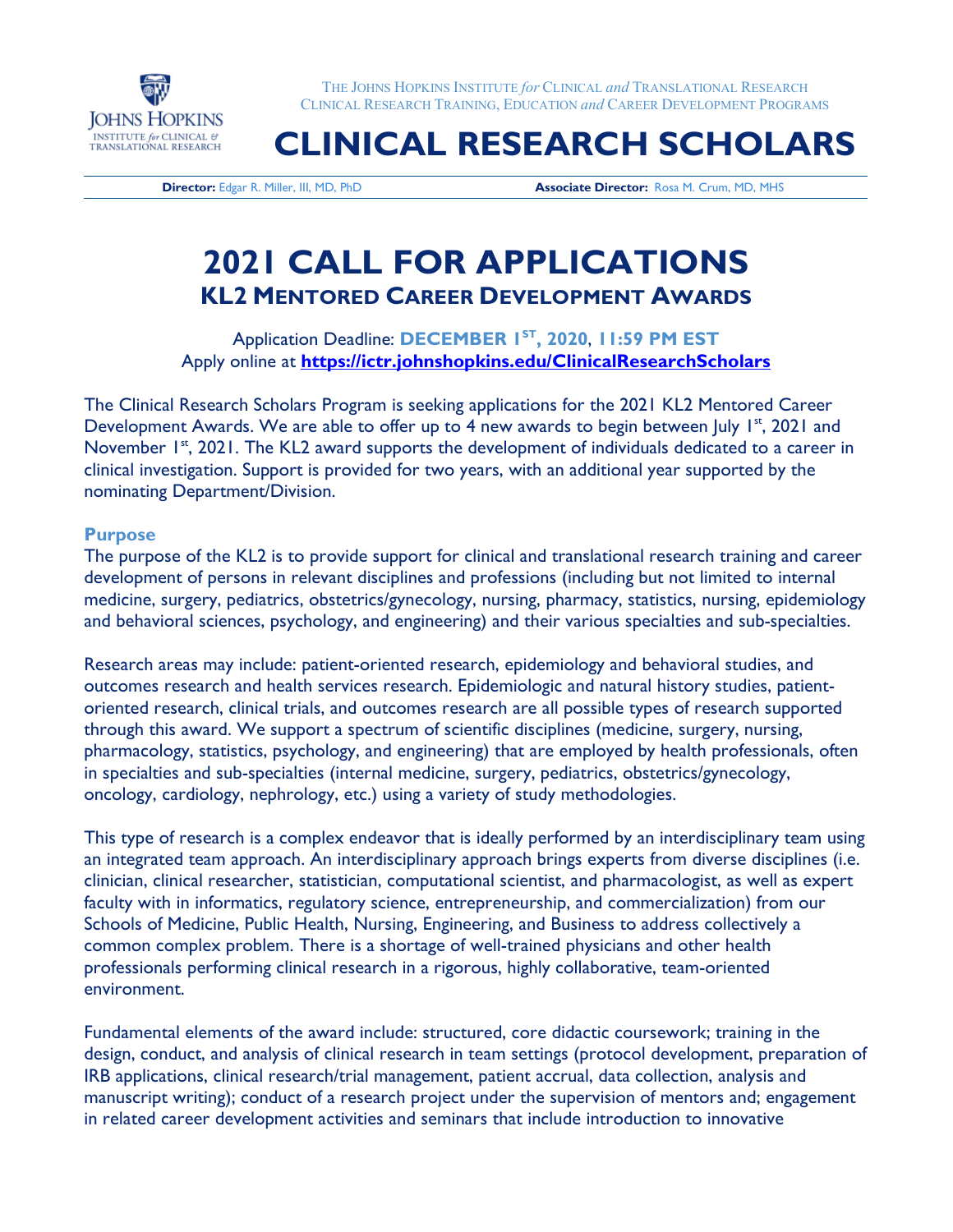THE JOHNS HOPKINS INSTITUTE *for* CLINICAL *and* TRANSLATIONAL RESEARCH
CLINICAL RESEARCH TRAINING, EDUCATION *and* CAREER DEVELOPMENT PROGRAMS

# CLINICAL RESEARCH SCHOLARS

**Director:** Edgar R. Miller, III, MD, PhD **Associate Director:** Rosa M. Crum, MD, MHS

# 2021 CALL FOR APPLICATIONS

## KL2 MENTORED CAREER DEVELOPMENT AWARDS

Application Deadline: **DECEMBER 1ST, 2020, 11:59 PM EST**
Apply online at **https://ictr.johnshopkins.edu/ClinicalResearchScholars**

The Clinical Research Scholars Program is seeking applications for the 2021 KL2 Mentored Career Development Awards. We are able to offer up to 4 new awards to begin between July 1st, 2021 and November 1st, 2021. The KL2 award supports the development of individuals dedicated to a career in clinical investigation. Support is provided for two years, with an additional year supported by the nominating Department/Division.

### Purpose

The purpose of the KL2 is to provide support for clinical and translational research training and career development of persons in relevant disciplines and professions (including but not limited to internal medicine, surgery, pediatrics, obstetrics/gynecology, nursing, pharmacy, statistics, nursing, epidemiology and behavioral sciences, psychology, and engineering) and their various specialties and sub-specialties.

Research areas may include: patient-oriented research, epidemiology and behavioral studies, and outcomes research and health services research. Epidemiologic and natural history studies, patient-oriented research, clinical trials, and outcomes research are all possible types of research supported through this award. We support a spectrum of scientific disciplines (medicine, surgery, nursing, pharmacology, statistics, psychology, and engineering) that are employed by health professionals, often in specialties and sub-specialties (internal medicine, surgery, pediatrics, obstetrics/gynecology, oncology, cardiology, nephrology, etc.) using a variety of study methodologies.

This type of research is a complex endeavor that is ideally performed by an interdisciplinary team using an integrated team approach. An interdisciplinary approach brings experts from diverse disciplines (i.e. clinician, clinical researcher, statistician, computational scientist, and pharmacologist, as well as expert faculty with in informatics, regulatory science, entrepreneurship, and commercialization) from our Schools of Medicine, Public Health, Nursing, Engineering, and Business to address collectively a common complex problem. There is a shortage of well-trained physicians and other health professionals performing clinical research in a rigorous, highly collaborative, team-oriented environment.

Fundamental elements of the award include: structured, core didactic coursework; training in the design, conduct, and analysis of clinical research in team settings (protocol development, preparation of IRB applications, clinical research/trial management, patient accrual, data collection, analysis and manuscript writing); conduct of a research project under the supervision of mentors and; engagement in related career development activities and seminars that include introduction to innovative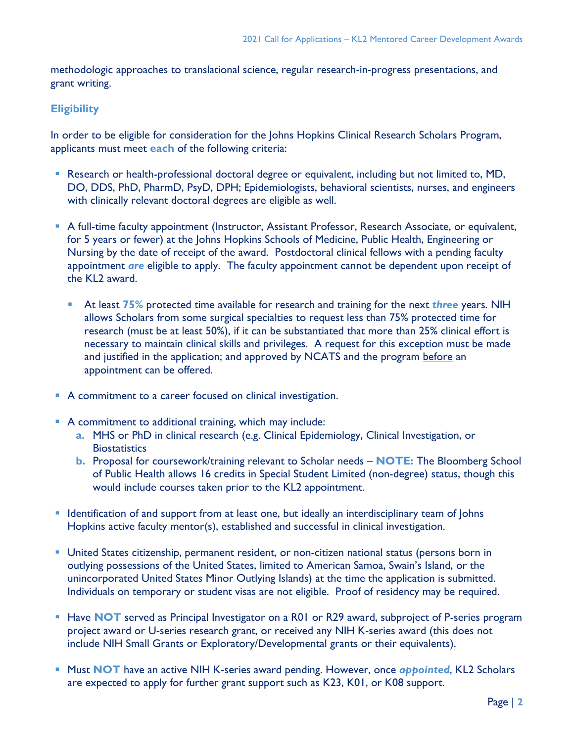methodologic approaches to translational science, regular research-in-progress presentations, and grant writing.

## Eligibility

In order to be eligible for consideration for the Johns Hopkins Clinical Research Scholars Program, applicants must meet **each** of the following criteria:

- Research or health-professional doctoral degree or equivalent, including but not limited to, MD, DO, DDS, PhD, PharmD, PsyD, DPH; Epidemiologists, behavioral scientists, nurses, and engineers with clinically relevant doctoral degrees are eligible as well.

- A full-time faculty appointment (Instructor, Assistant Professor, Research Associate, or equivalent, for 5 years or fewer) at the Johns Hopkins Schools of Medicine, Public Health, Engineering or Nursing by the date of receipt of the award. Postdoctoral clinical fellows with a pending faculty appointment ***are*** eligible to apply. The faculty appointment cannot be dependent upon receipt of the KL2 award.

    - At least **75%** protected time available for research and training for the next ***three*** years. NIH allows Scholars from some surgical specialties to request less than 75% protected time for research (must be at least 50%), if it can be substantiated that more than 25% clinical effort is necessary to maintain clinical skills and privileges. A request for this exception must be made and justified in the application; and approved by NCATS and the program <u>before</u> an appointment can be offered.

- A commitment to a career focused on clinical investigation.

- A commitment to additional training, which may include:
    a. MHS or PhD in clinical research (e.g. Clinical Epidemiology, Clinical Investigation, or Biostatistics
    b. Proposal for coursework/training relevant to Scholar needs – **NOTE:** The Bloomberg School of Public Health allows 16 credits in Special Student Limited (non-degree) status, though this would include courses taken prior to the KL2 appointment.

- Identification of and support from at least one, but ideally an interdisciplinary team of Johns Hopkins active faculty mentor(s), established and successful in clinical investigation.

- United States citizenship, permanent resident, or non-citizen national status (persons born in outlying possessions of the United States, limited to American Samoa, Swain's Island, or the unincorporated United States Minor Outlying Islands) at the time the application is submitted. Individuals on temporary or student visas are not eligible. Proof of residency may be required.

- Have **NOT** served as Principal Investigator on a R01 or R29 award, subproject of P-series program project award or U-series research grant, or received any NIH K-series award (this does not include NIH Small Grants or Exploratory/Developmental grants or their equivalents).

- Must **NOT** have an active NIH K-series award pending. However, once ***appointed***, KL2 Scholars are expected to apply for further grant support such as K23, K01, or K08 support.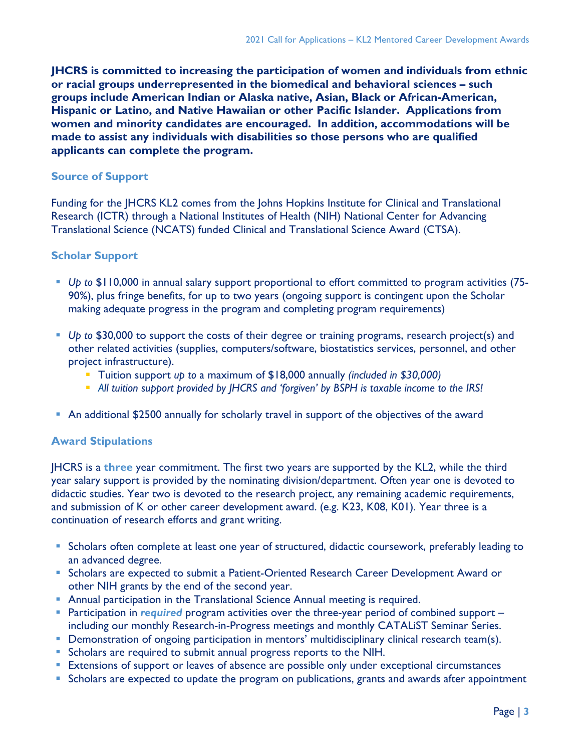**JHCRS is committed to increasing the participation of women and individuals from ethnic or racial groups underrepresented in the biomedical and behavioral sciences – such groups include American Indian or Alaska native, Asian, Black or African-American, Hispanic or Latino, and Native Hawaiian or other Pacific Islander. Applications from women and minority candidates are encouraged. In addition, accommodations will be made to assist any individuals with disabilities so those persons who are qualified applicants can complete the program.**

### Source of Support

Funding for the JHCRS KL2 comes from the Johns Hopkins Institute for Clinical and Translational Research (ICTR) through a National Institutes of Health (NIH) National Center for Advancing Translational Science (NCATS) funded Clinical and Translational Science Award (CTSA).

### Scholar Support

- *Up to* $110,000 in annual salary support proportional to effort committed to program activities (75-90%), plus fringe benefits, for up to two years (ongoing support is contingent upon the Scholar making adequate progress in the program and completing program requirements)
- *Up to* $30,000 to support the costs of their degree or training programs, research project(s) and other related activities (supplies, computers/software, biostatistics services, personnel, and other project infrastructure).
  - Tuition support *up to* a maximum of $18,000 annually *(included in $30,000)*
  - *All tuition support provided by JHCRS and 'forgiven' by BSPH is taxable income to the IRS!*
- An additional $2500 annually for scholarly travel in support of the objectives of the award

### Award Stipulations

JHCRS is a **three** year commitment. The first two years are supported by the KL2, while the third year salary support is provided by the nominating division/department. Often year one is devoted to didactic studies. Year two is devoted to the research project, any remaining academic requirements, and submission of K or other career development award. (e.g. K23, K08, K01). Year three is a continuation of research efforts and grant writing.

- Scholars often complete at least one year of structured, didactic coursework, preferably leading to an advanced degree.
- Scholars are expected to submit a Patient-Oriented Research Career Development Award or other NIH grants by the end of the second year.
- Annual participation in the Translational Science Annual meeting is required.
- Participation in ***required*** program activities over the three-year period of combined support – including our monthly Research-in-Progress meetings and monthly CATALiST Seminar Series.
- Demonstration of ongoing participation in mentors' multidisciplinary clinical research team(s).
- Scholars are required to submit annual progress reports to the NIH.
- Extensions of support or leaves of absence are possible only under exceptional circumstances
- Scholars are expected to update the program on publications, grants and awards after appointment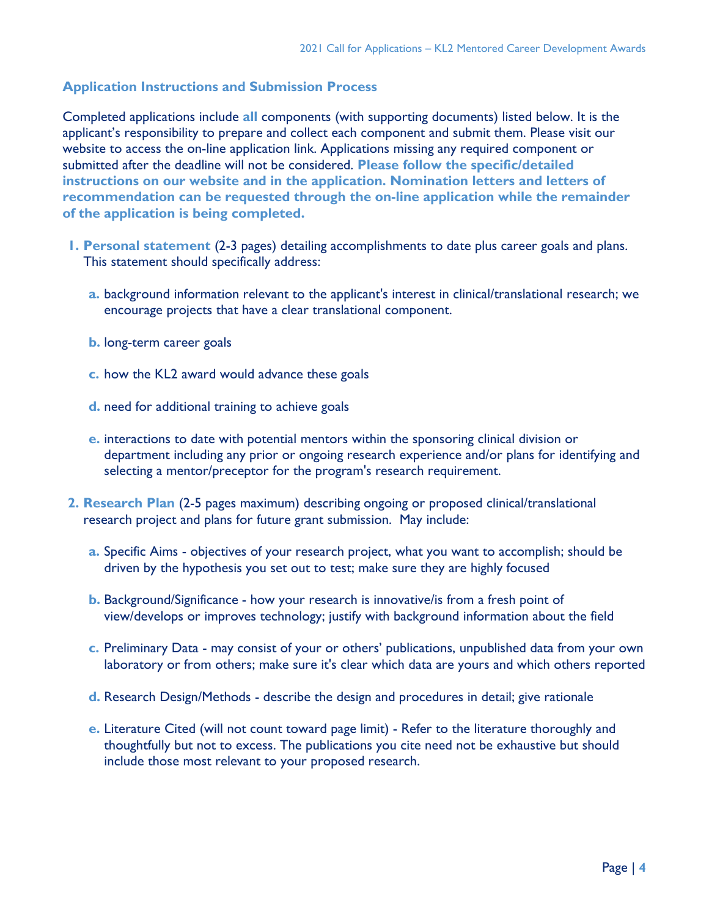## Application Instructions and Submission Process

Completed applications include **all** components (with supporting documents) listed below. It is the applicant's responsibility to prepare and collect each component and submit them. Please visit our website to access the on-line application link. Applications missing any required component or submitted after the deadline will not be considered. **Please follow the specific/detailed instructions on our website and in the application. Nomination letters and letters of recommendation can be requested through the on-line application while the remainder of the application is being completed.**

1. **Personal statement** (2-3 pages) detailing accomplishments to date plus career goals and plans. This statement should specifically address:

   a. background information relevant to the applicant's interest in clinical/translational research; we encourage projects that have a clear translational component.

   b. long-term career goals

   c. how the KL2 award would advance these goals

   d. need for additional training to achieve goals

   e. interactions to date with potential mentors within the sponsoring clinical division or department including any prior or ongoing research experience and/or plans for identifying and selecting a mentor/preceptor for the program's research requirement.

2. **Research Plan** (2-5 pages maximum) describing ongoing or proposed clinical/translational research project and plans for future grant submission. May include:

   a. Specific Aims - objectives of your research project, what you want to accomplish; should be driven by the hypothesis you set out to test; make sure they are highly focused

   b. Background/Significance - how your research is innovative/is from a fresh point of view/develops or improves technology; justify with background information about the field

   c. Preliminary Data - may consist of your or others' publications, unpublished data from your own laboratory or from others; make sure it's clear which data are yours and which others reported

   d. Research Design/Methods - describe the design and procedures in detail; give rationale

   e. Literature Cited (will not count toward page limit) - Refer to the literature thoroughly and thoughtfully but not to excess. The publications you cite need not be exhaustive but should include those most relevant to your proposed research.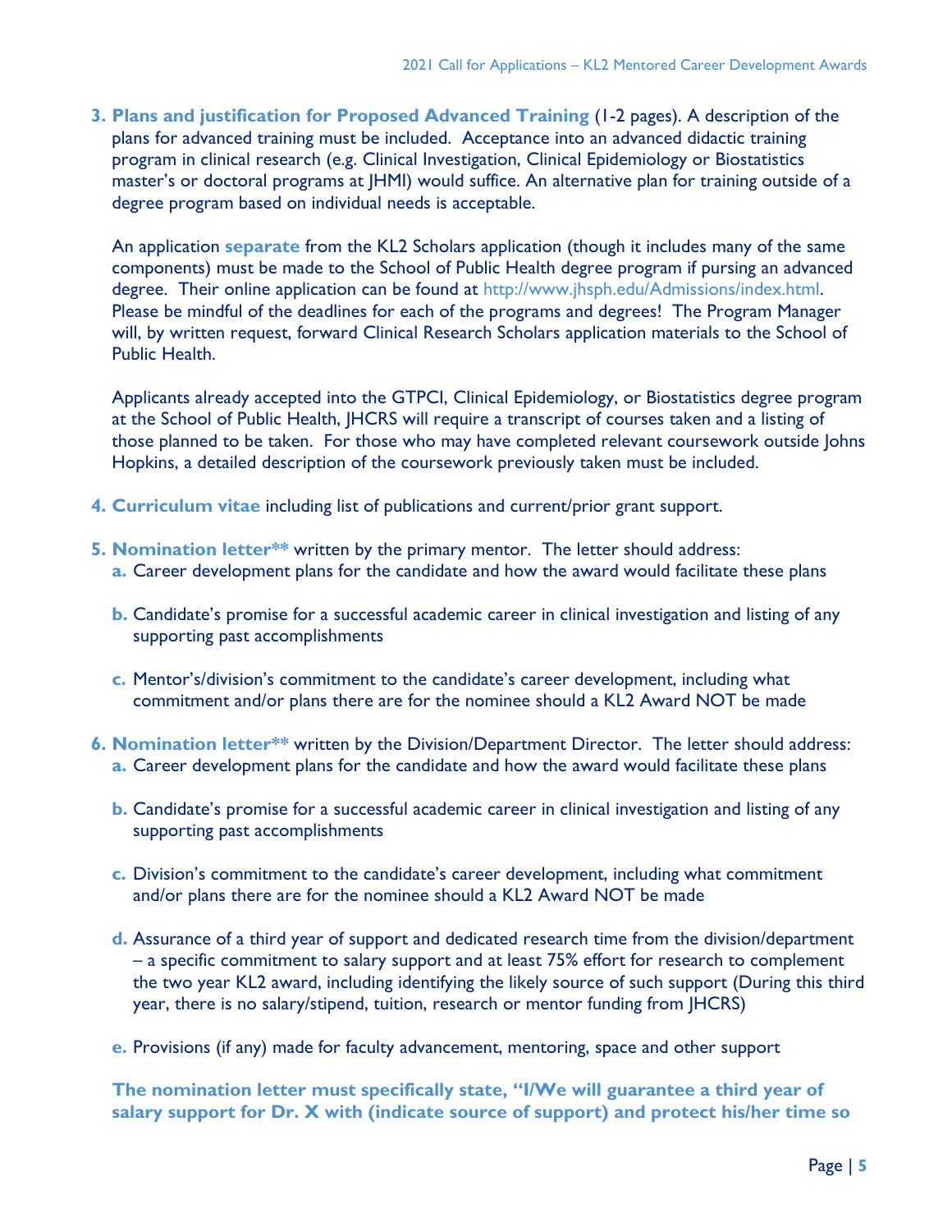3. **Plans and justification for Proposed Advanced Training** (1-2 pages). A description of the plans for advanced training must be included. Acceptance into an advanced didactic training program in clinical research (e.g. Clinical Investigation, Clinical Epidemiology or Biostatistics master's or doctoral programs at JHMI) would suffice. An alternative plan for training outside of a degree program based on individual needs is acceptable.

   An application **separate** from the KL2 Scholars application (though it includes many of the same components) must be made to the School of Public Health degree program if pursing an advanced degree. Their online application can be found at http://www.jhsph.edu/Admissions/index.html. Please be mindful of the deadlines for each of the programs and degrees! The Program Manager will, by written request, forward Clinical Research Scholars application materials to the School of Public Health.

   Applicants already accepted into the GTPCI, Clinical Epidemiology, or Biostatistics degree program at the School of Public Health, JHCRS will require a transcript of courses taken and a listing of those planned to be taken. For those who may have completed relevant coursework outside Johns Hopkins, a detailed description of the coursework previously taken must be included.

4. **Curriculum vitae** including list of publications and current/prior grant support.

5. **Nomination letter**** written by the primary mentor. The letter should address:
   a. Career development plans for the candidate and how the award would facilitate these plans
   b. Candidate's promise for a successful academic career in clinical investigation and listing of any supporting past accomplishments
   c. Mentor's/division's commitment to the candidate's career development, including what commitment and/or plans there are for the nominee should a KL2 Award NOT be made

6. **Nomination letter**** written by the Division/Department Director. The letter should address:
   a. Career development plans for the candidate and how the award would facilitate these plans
   b. Candidate's promise for a successful academic career in clinical investigation and listing of any supporting past accomplishments
   c. Division's commitment to the candidate's career development, including what commitment and/or plans there are for the nominee should a KL2 Award NOT be made
   d. Assurance of a third year of support and dedicated research time from the division/department – a specific commitment to salary support and at least 75% effort for research to complement the two year KL2 award, including identifying the likely source of such support (During this third year, there is no salary/stipend, tuition, research or mentor funding from JHCRS)
   e. Provisions (if any) made for faculty advancement, mentoring, space and other support

   **The nomination letter must specifically state, "I/We will guarantee a third year of salary support for Dr. X with (indicate source of support) and protect his/her time so**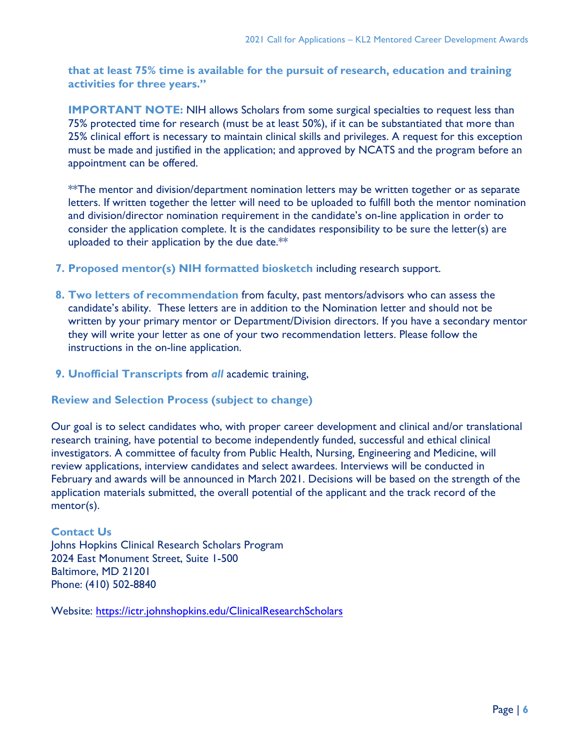**that at least 75% time is available for the pursuit of research, education and training activities for three years."**

**IMPORTANT NOTE:** NIH allows Scholars from some surgical specialties to request less than 75% protected time for research (must be at least 50%), if it can be substantiated that more than 25% clinical effort is necessary to maintain clinical skills and privileges. A request for this exception must be made and justified in the application; and approved by NCATS and the program before an appointment can be offered.

**The mentor and division/department nomination letters may be written together or as separate letters. If written together the letter will need to be uploaded to fulfill both the mentor nomination and division/director nomination requirement in the candidate's on-line application in order to consider the application complete. It is the candidates responsibility to be sure the letter(s) are uploaded to their application by the due date.**

7. **Proposed mentor(s) NIH formatted biosketch** including research support.

8. **Two letters of recommendation** from faculty, past mentors/advisors who can assess the candidate's ability. These letters are in addition to the Nomination letter and should not be written by your primary mentor or Department/Division directors. If you have a secondary mentor they will write your letter as one of your two recommendation letters. Please follow the instructions in the on-line application.

9. **Unofficial Transcripts** from ***all*** academic training,

### Review and Selection Process (subject to change)

Our goal is to select candidates who, with proper career development and clinical and/or translational research training, have potential to become independently funded, successful and ethical clinical investigators. A committee of faculty from Public Health, Nursing, Engineering and Medicine, will review applications, interview candidates and select awardees. Interviews will be conducted in February and awards will be announced in March 2021. Decisions will be based on the strength of the application materials submitted, the overall potential of the applicant and the track record of the mentor(s).

### Contact Us

Johns Hopkins Clinical Research Scholars Program
2024 East Monument Street, Suite 1-500
Baltimore, MD 21201
Phone: (410) 502-8840

Website: https://ictr.johnshopkins.edu/ClinicalResearchScholars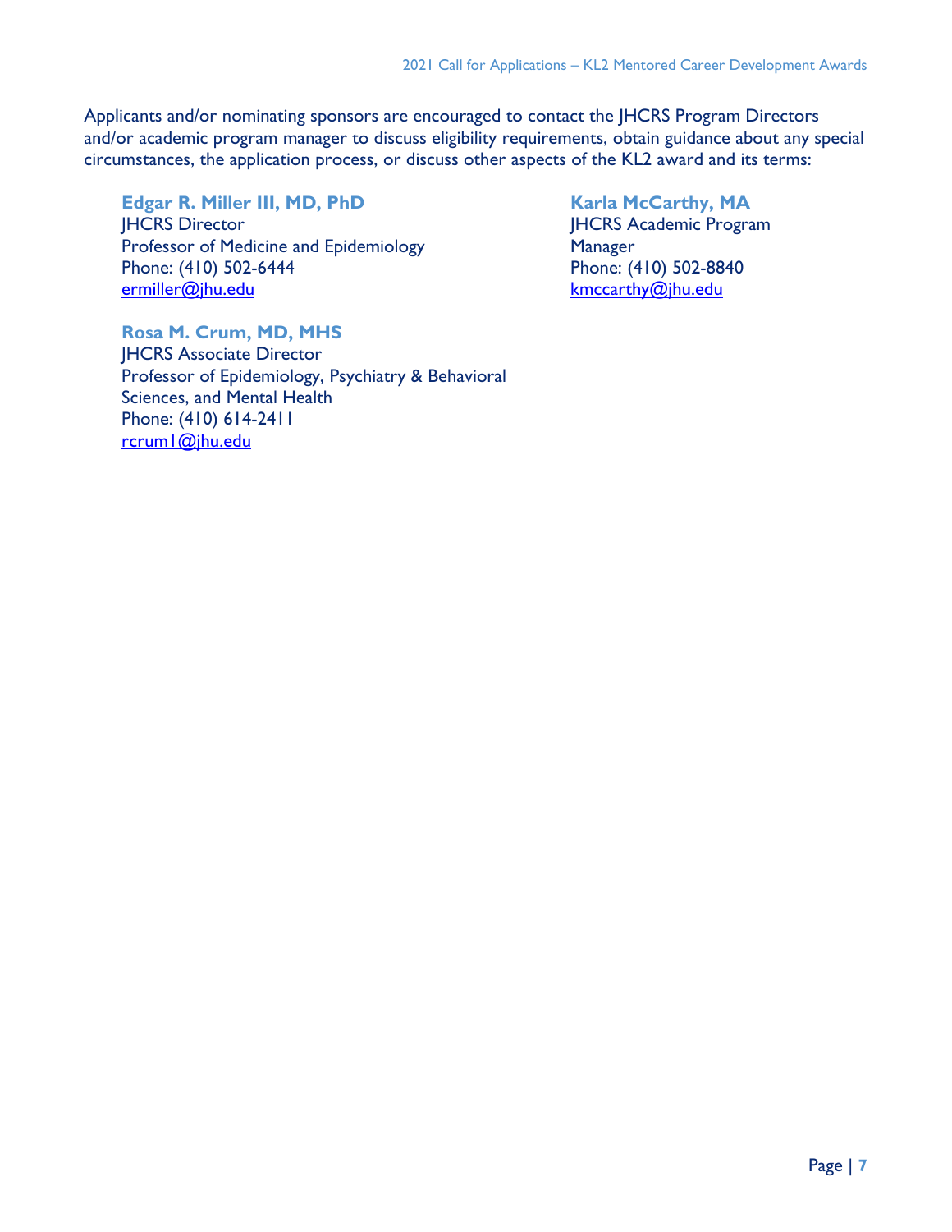Applicants and/or nominating sponsors are encouraged to contact the JHCRS Program Directors and/or academic program manager to discuss eligibility requirements, obtain guidance about any special circumstances, the application process, or discuss other aspects of the KL2 award and its terms:

**Edgar R. Miller III, MD, PhD**
JHCRS Director
Professor of Medicine and Epidemiology
Phone: (410) 502-6444
ermiller@jhu.edu

**Rosa M. Crum, MD, MHS**
JHCRS Associate Director
Professor of Epidemiology, Psychiatry & Behavioral Sciences, and Mental Health
Phone: (410) 614-2411
rcrum1@jhu.edu

**Karla McCarthy, MA**
JHCRS Academic Program Manager
Phone: (410) 502-8840
kmccarthy@jhu.edu